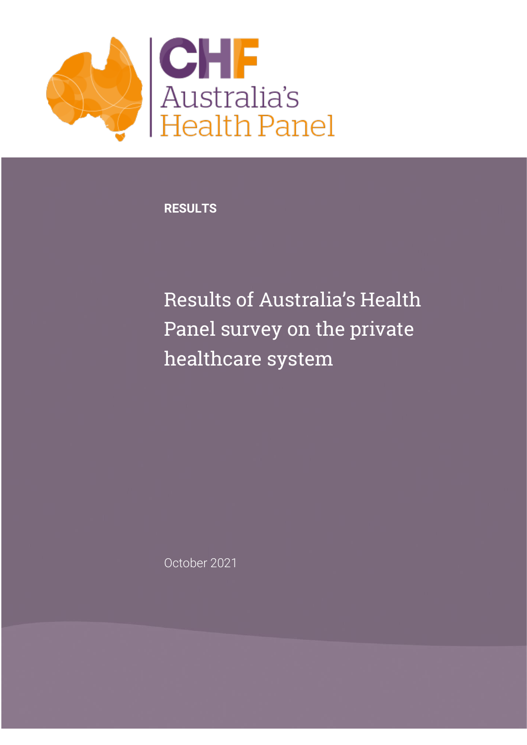CHF Australia's Health Panel

RESULTS

# Results of Australia's Health Panel survey on the private healthcare system

October 2021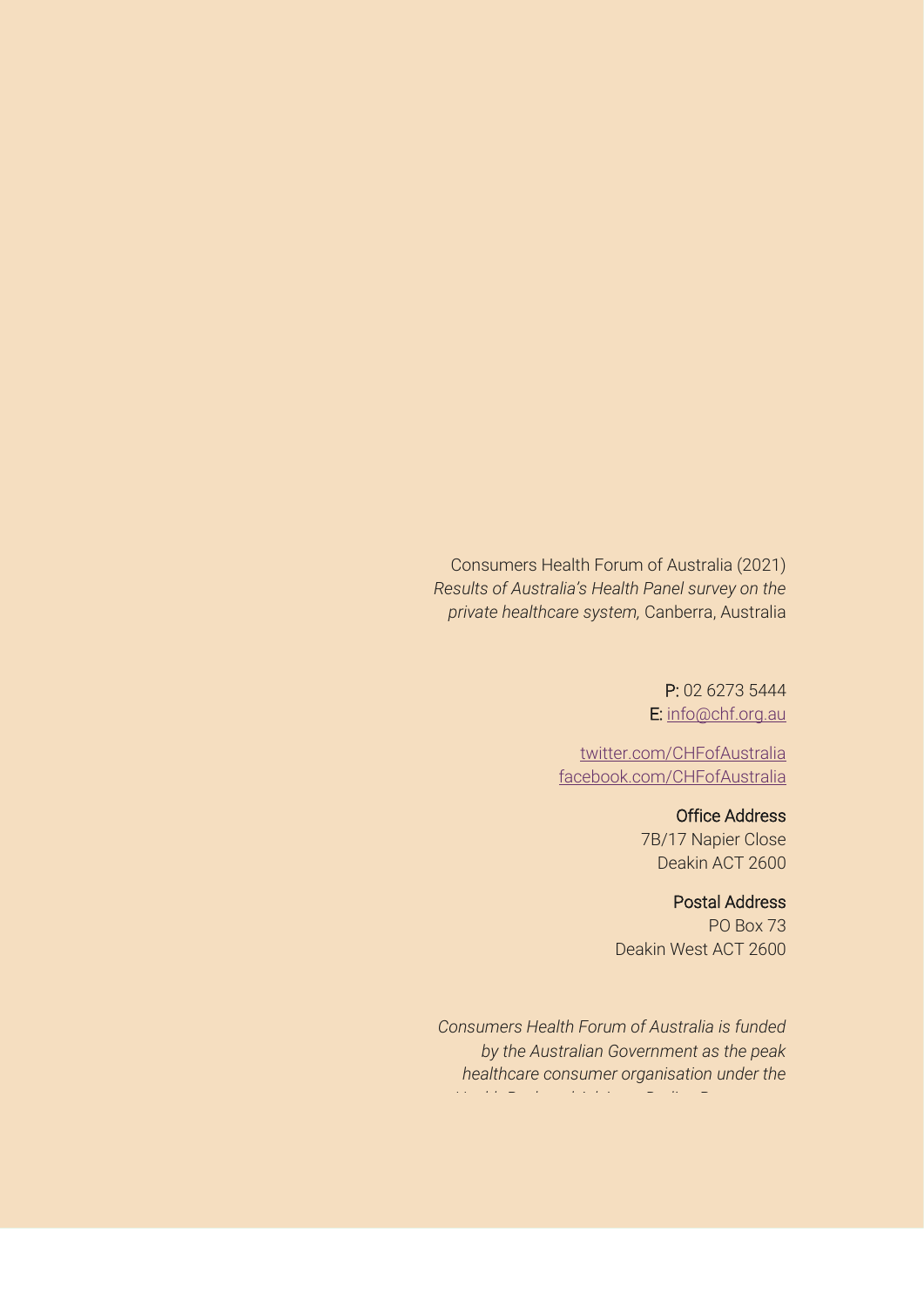Consumers Health Forum of Australia (2021) *Results of Australia's Health Panel survey on the private healthcare system,* Canberra, Australia

**P:** 02 6273 5444
**E:** [info@chf.org.au](mailto:info@chf.org.au)

[twitter.com/CHFofAustralia](https://twitter.com/CHFofAustralia)
[facebook.com/CHFofAustralia](https://facebook.com/CHFofAustralia)

**Office Address**
7B/17 Napier Close
Deakin ACT 2600

**Postal Address**
PO Box 73
Deakin West ACT 2600

*Consumers Health Forum of Australia is funded by the Australian Government as the peak healthcare consumer organisation under the*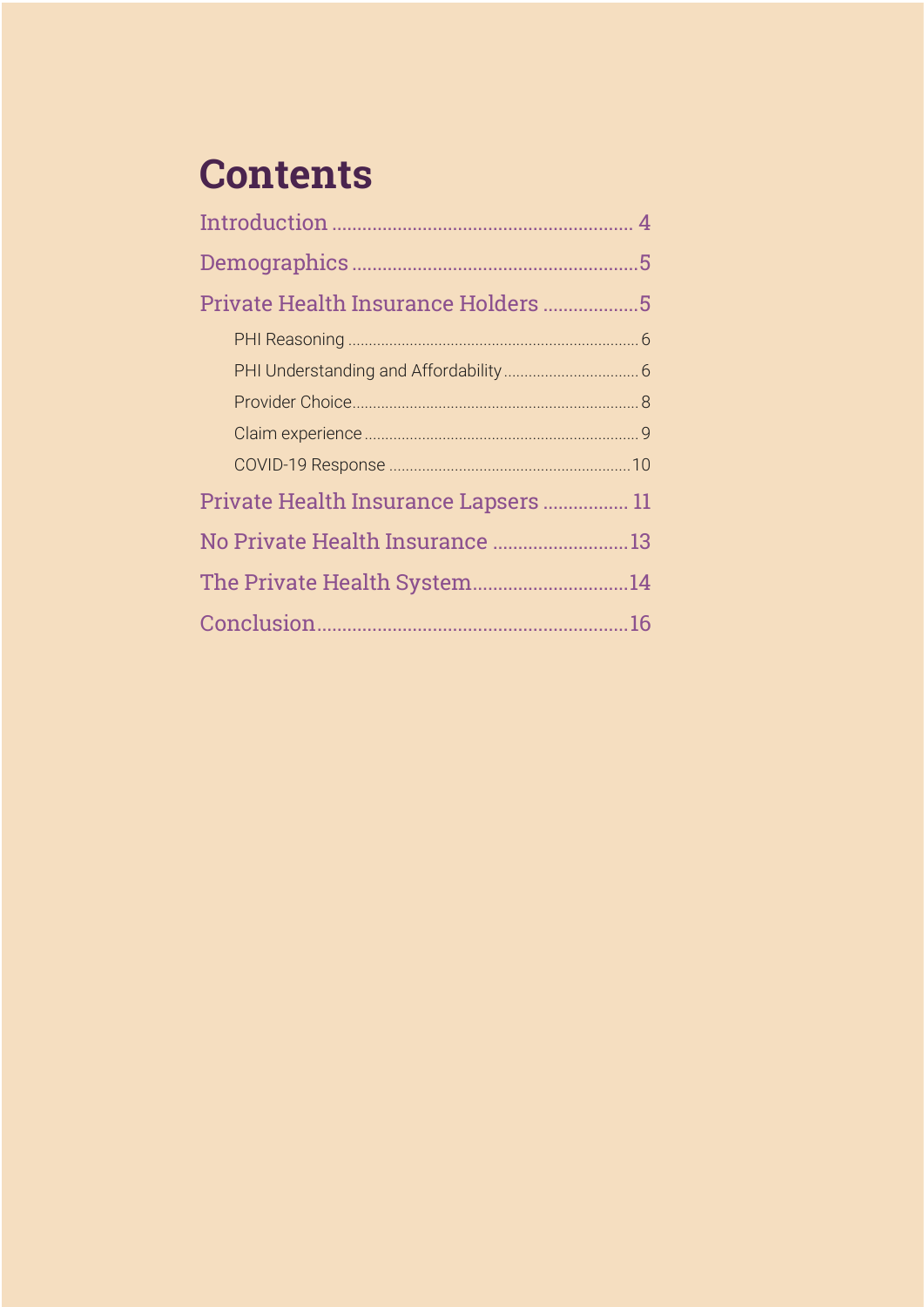# Contents

- Introduction ... 4
- Demographics ... 5
- Private Health Insurance Holders ... 5
  - PHI Reasoning ... 6
  - PHI Understanding and Affordability ... 6
  - Provider Choice ... 8
  - Claim experience ... 9
  - COVID-19 Response ... 10
- Private Health Insurance Lapsers ... 11
- No Private Health Insurance ... 13
- The Private Health System ... 14
- Conclusion ... 16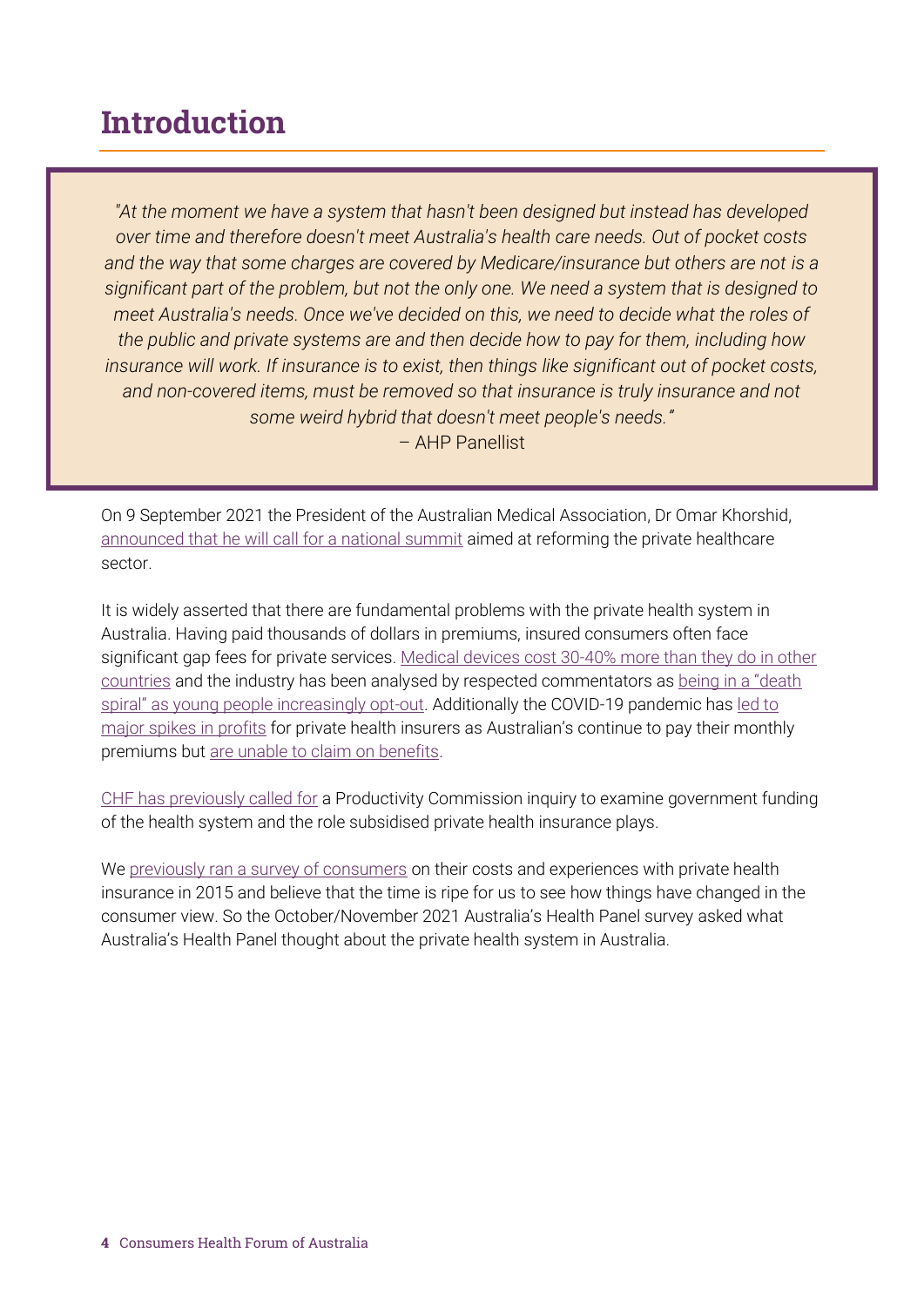# Introduction

> *"At the moment we have a system that hasn't been designed but instead has developed over time and therefore doesn't meet Australia's health care needs. Out of pocket costs and the way that some charges are covered by Medicare/insurance but others are not is a significant part of the problem, but not the only one. We need a system that is designed to meet Australia's needs. Once we've decided on this, we need to decide what the roles of the public and private systems are and then decide how to pay for them, including how insurance will work. If insurance is to exist, then things like significant out of pocket costs, and non-covered items, must be removed so that insurance is truly insurance and not some weird hybrid that doesn't meet people's needs."*
>
> – AHP Panellist

On 9 September 2021 the President of the Australian Medical Association, Dr Omar Khorshid, announced that he will call for a national summit aimed at reforming the private healthcare sector.

It is widely asserted that there are fundamental problems with the private health system in Australia. Having paid thousands of dollars in premiums, insured consumers often face significant gap fees for private services. Medical devices cost 30-40% more than they do in other countries and the industry has been analysed by respected commentators as being in a "death spiral" as young people increasingly opt-out. Additionally the COVID-19 pandemic has led to major spikes in profits for private health insurers as Australian's continue to pay their monthly premiums but are unable to claim on benefits.

CHF has previously called for a Productivity Commission inquiry to examine government funding of the health system and the role subsidised private health insurance plays.

We previously ran a survey of consumers on their costs and experiences with private health insurance in 2015 and believe that the time is ripe for us to see how things have changed in the consumer view. So the October/November 2021 Australia's Health Panel survey asked what Australia's Health Panel thought about the private health system in Australia.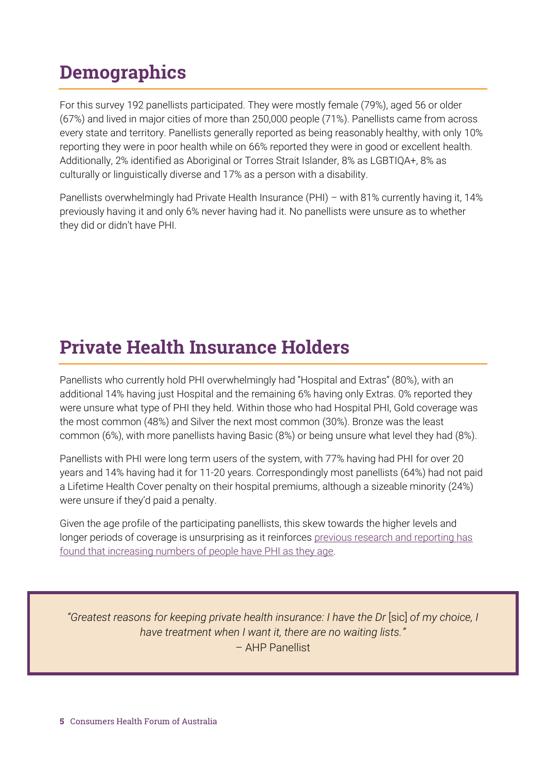## Demographics

For this survey 192 panellists participated. They were mostly female (79%), aged 56 or older (67%) and lived in major cities of more than 250,000 people (71%). Panellists came from across every state and territory. Panellists generally reported as being reasonably healthy, with only 10% reporting they were in poor health while on 66% reported they were in good or excellent health. Additionally, 2% identified as Aboriginal or Torres Strait Islander, 8% as LGBTIQA+, 8% as culturally or linguistically diverse and 17% as a person with a disability.

Panellists overwhelmingly had Private Health Insurance (PHI) – with 81% currently having it, 14% previously having it and only 6% never having had it. No panellists were unsure as to whether they did or didn't have PHI.

## Private Health Insurance Holders

Panellists who currently hold PHI overwhelmingly had "Hospital and Extras" (80%), with an additional 14% having just Hospital and the remaining 6% having only Extras. 0% reported they were unsure what type of PHI they held. Within those who had Hospital PHI, Gold coverage was the most common (48%) and Silver the next most common (30%). Bronze was the least common (6%), with more panellists having Basic (8%) or being unsure what level they had (8%).

Panellists with PHI were long term users of the system, with 77% having had PHI for over 20 years and 14% having had it for 11-20 years. Correspondingly most panellists (64%) had not paid a Lifetime Health Cover penalty on their hospital premiums, although a sizeable minority (24%) were unsure if they'd paid a penalty.

Given the age profile of the participating panellists, this skew towards the higher levels and longer periods of coverage is unsurprising as it reinforces previous research and reporting has found that increasing numbers of people have PHI as they age.

> *"Greatest reasons for keeping private health insurance: I have the Dr* [sic] *of my choice, I have treatment when I want it, there are no waiting lists."*
> – AHP Panellist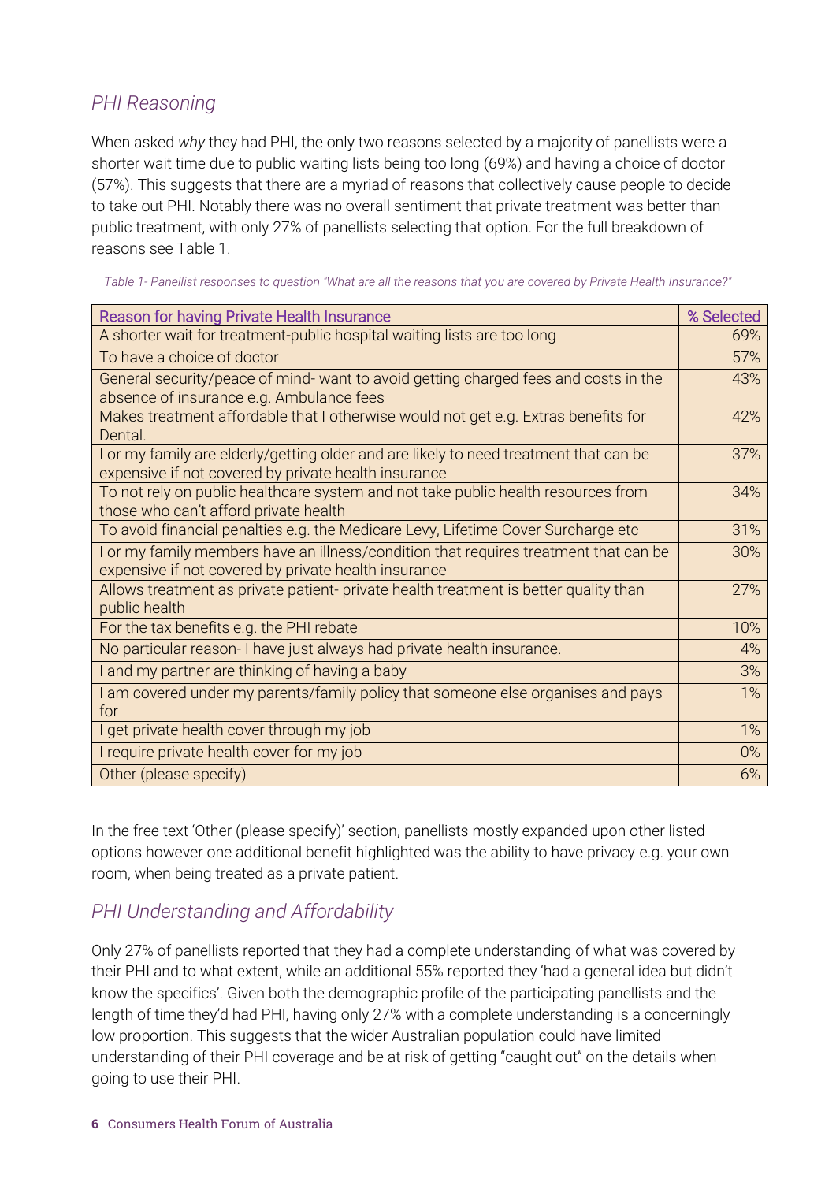## *PHI Reasoning*

When asked *why* they had PHI, the only two reasons selected by a majority of panellists were a shorter wait time due to public waiting lists being too long (69%) and having a choice of doctor (57%). This suggests that there are a myriad of reasons that collectively cause people to decide to take out PHI. Notably there was no overall sentiment that private treatment was better than public treatment, with only 27% of panellists selecting that option. For the full breakdown of reasons see Table 1.

*Table 1- Panellist responses to question "What are all the reasons that you are covered by Private Health Insurance?"*

| Reason for having Private Health Insurance | % Selected |
|---|---|
| A shorter wait for treatment-public hospital waiting lists are too long | 69% |
| To have a choice of doctor | 57% |
| General security/peace of mind- want to avoid getting charged fees and costs in the absence of insurance e.g. Ambulance fees | 43% |
| Makes treatment affordable that I otherwise would not get e.g. Extras benefits for Dental. | 42% |
| I or my family are elderly/getting older and are likely to need treatment that can be expensive if not covered by private health insurance | 37% |
| To not rely on public healthcare system and not take public health resources from those who can't afford private health | 34% |
| To avoid financial penalties e.g. the Medicare Levy, Lifetime Cover Surcharge etc | 31% |
| I or my family members have an illness/condition that requires treatment that can be expensive if not covered by private health insurance | 30% |
| Allows treatment as private patient- private health treatment is better quality than public health | 27% |
| For the tax benefits e.g. the PHI rebate | 10% |
| No particular reason- I have just always had private health insurance. | 4% |
| I and my partner are thinking of having a baby | 3% |
| I am covered under my parents/family policy that someone else organises and pays for | 1% |
| I get private health cover through my job | 1% |
| I require private health cover for my job | 0% |
| Other (please specify) | 6% |

In the free text 'Other (please specify)' section, panellists mostly expanded upon other listed options however one additional benefit highlighted was the ability to have privacy e.g. your own room, when being treated as a private patient.

## *PHI Understanding and Affordability*

Only 27% of panellists reported that they had a complete understanding of what was covered by their PHI and to what extent, while an additional 55% reported they 'had a general idea but didn't know the specifics'. Given both the demographic profile of the participating panellists and the length of time they'd had PHI, having only 27% with a complete understanding is a concerningly low proportion. This suggests that the wider Australian population could have limited understanding of their PHI coverage and be at risk of getting "caught out" on the details when going to use their PHI.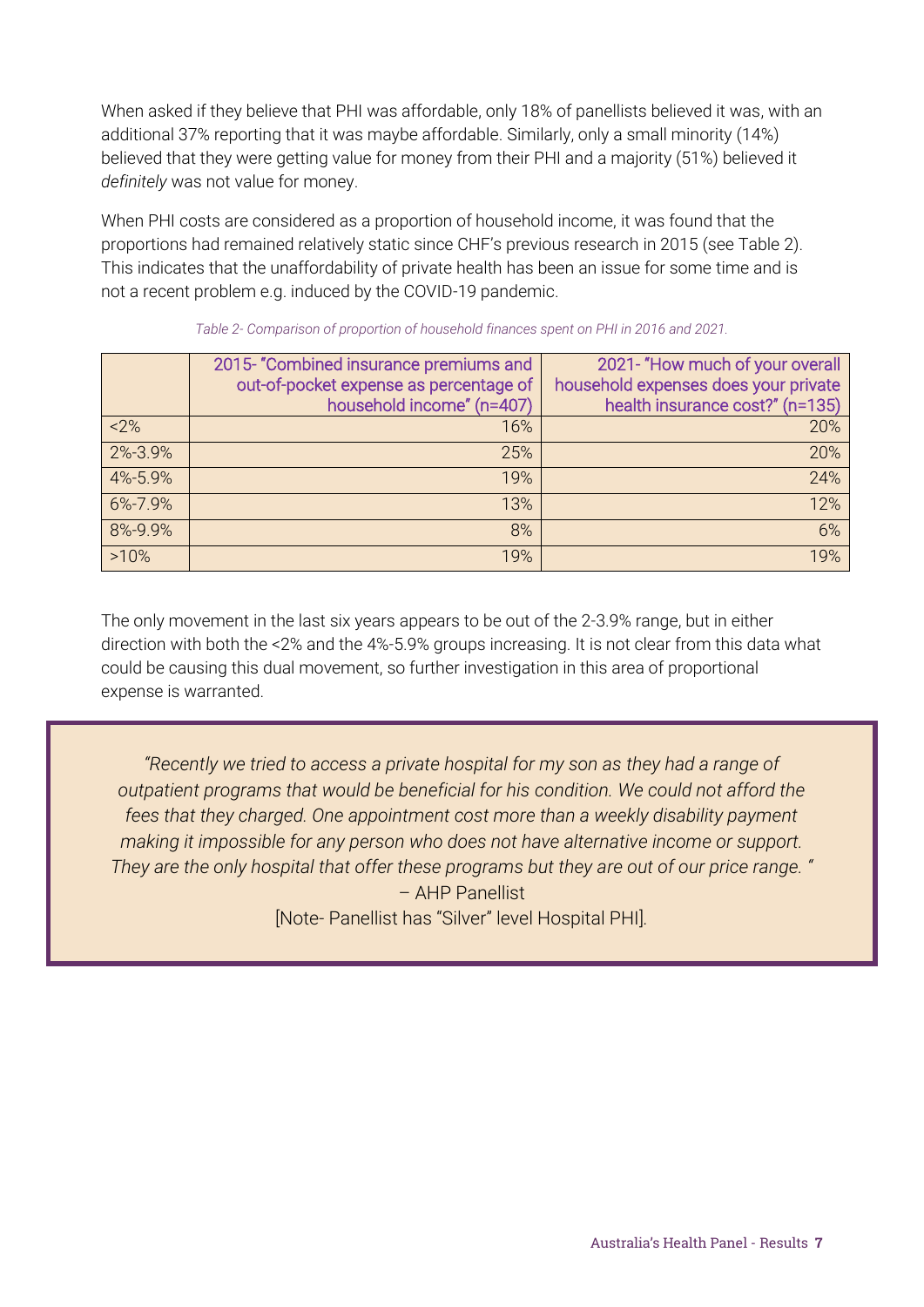When asked if they believe that PHI was affordable, only 18% of panellists believed it was, with an additional 37% reporting that it was maybe affordable. Similarly, only a small minority (14%) believed that they were getting value for money from their PHI and a majority (51%) believed it *definitely* was not value for money.

When PHI costs are considered as a proportion of household income, it was found that the proportions had remained relatively static since CHF's previous research in 2015 (see Table 2). This indicates that the unaffordability of private health has been an issue for some time and is not a recent problem e.g. induced by the COVID-19 pandemic.

*Table 2- Comparison of proportion of household finances spent on PHI in 2016 and 2021.*

| | 2015- "Combined insurance premiums and out-of-pocket expense as percentage of household income" (n=407) | 2021- "How much of your overall household expenses does your private health insurance cost?" (n=135) |
|---|---|---|
| <2% | 16% | 20% |
| 2%-3.9% | 25% | 20% |
| 4%-5.9% | 19% | 24% |
| 6%-7.9% | 13% | 12% |
| 8%-9.9% | 8% | 6% |
| >10% | 19% | 19% |

The only movement in the last six years appears to be out of the 2-3.9% range, but in either direction with both the <2% and the 4%-5.9% groups increasing. It is not clear from this data what could be causing this dual movement, so further investigation in this area of proportional expense is warranted.

> *"Recently we tried to access a private hospital for my son as they had a range of outpatient programs that would be beneficial for his condition. We could not afford the fees that they charged. One appointment cost more than a weekly disability payment making it impossible for any person who does not have alternative income or support. They are the only hospital that offer these programs but they are out of our price range. "*
> – AHP Panellist
> [Note- Panellist has "Silver" level Hospital PHI].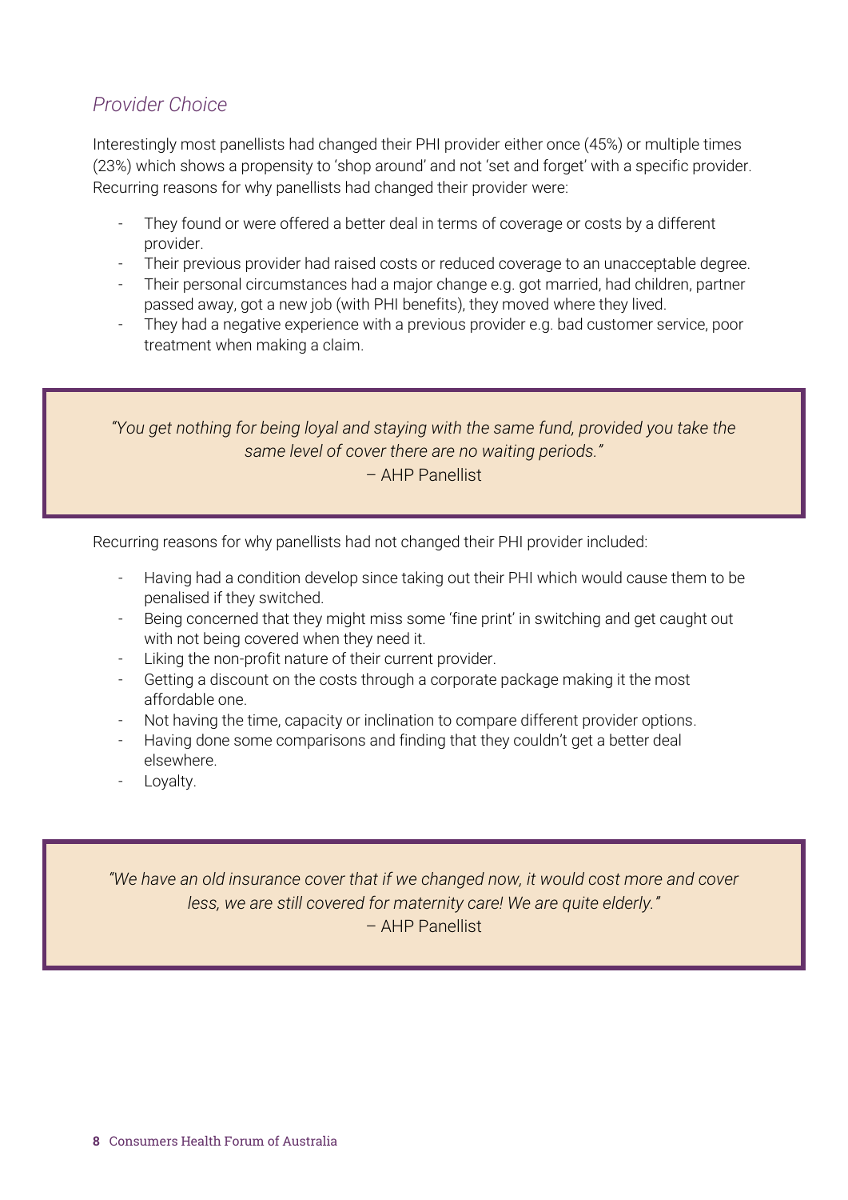### *Provider Choice*

Interestingly most panellists had changed their PHI provider either once (45%) or multiple times (23%) which shows a propensity to 'shop around' and not 'set and forget' with a specific provider. Recurring reasons for why panellists had changed their provider were:

- They found or were offered a better deal in terms of coverage or costs by a different provider.
- Their previous provider had raised costs or reduced coverage to an unacceptable degree.
- Their personal circumstances had a major change e.g. got married, had children, partner passed away, got a new job (with PHI benefits), they moved where they lived.
- They had a negative experience with a previous provider e.g. bad customer service, poor treatment when making a claim.

> *"You get nothing for being loyal and staying with the same fund, provided you take the same level of cover there are no waiting periods."*
>
> – AHP Panellist

Recurring reasons for why panellists had not changed their PHI provider included:

- Having had a condition develop since taking out their PHI which would cause them to be penalised if they switched.
- Being concerned that they might miss some 'fine print' in switching and get caught out with not being covered when they need it.
- Liking the non-profit nature of their current provider.
- Getting a discount on the costs through a corporate package making it the most affordable one.
- Not having the time, capacity or inclination to compare different provider options.
- Having done some comparisons and finding that they couldn't get a better deal elsewhere.
- Loyalty.

> *"We have an old insurance cover that if we changed now, it would cost more and cover less, we are still covered for maternity care! We are quite elderly."*
>
> – AHP Panellist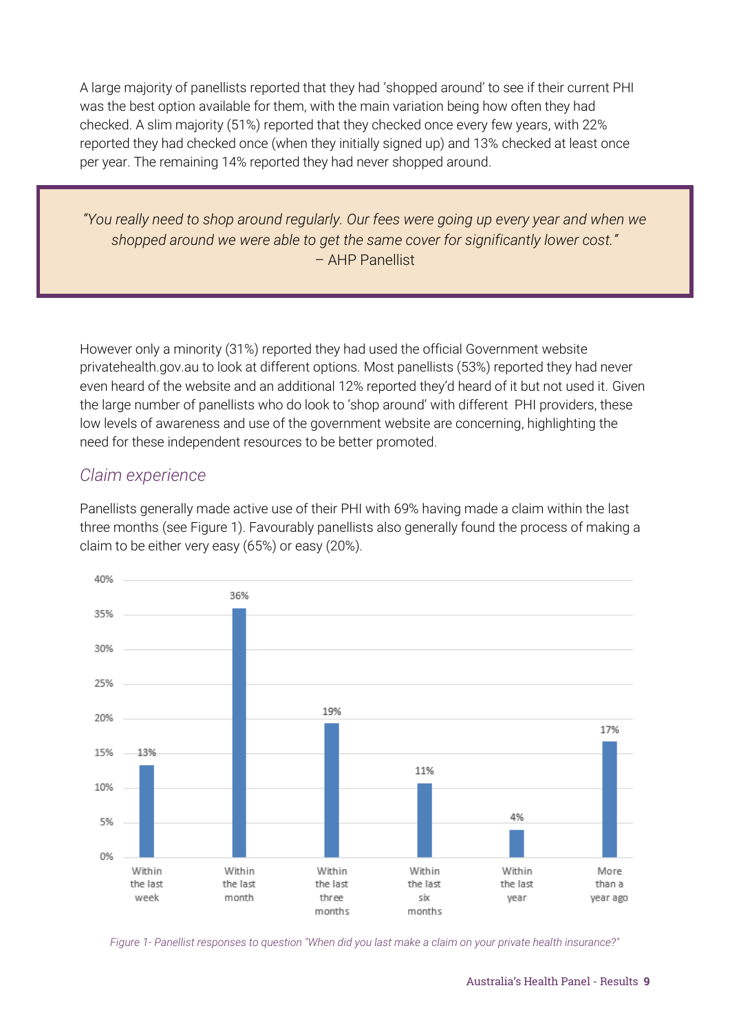A large majority of panellists reported that they had 'shopped around' to see if their current PHI was the best option available for them, with the main variation being how often they had checked. A slim majority (51%) reported that they checked once every few years, with 22% reported they had checked once (when they initially signed up) and 13% checked at least once per year. The remaining 14% reported they had never shopped around.

> *"You really need to shop around regularly. Our fees were going up every year and when we shopped around we were able to get the same cover for significantly lower cost."*
> – AHP Panellist

However only a minority (31%) reported they had used the official Government website privatehealth.gov.au to look at different options. Most panellists (53%) reported they had never even heard of the website and an additional 12% reported they'd heard of it but not used it. Given the large number of panellists who do look to 'shop around' with different PHI providers, these low levels of awareness and use of the government website are concerning, highlighting the need for these independent resources to be better promoted.

## Claim experience

Panellists generally made active use of their PHI with 69% having made a claim within the last three months (see Figure 1). Favourably panellists also generally found the process of making a claim to be either very easy (65%) or easy (20%).

| When last claim was made | Percentage |
| --- | --- |
| Within the last week | 13% |
| Within the last month | 36% |
| Within the last three months | 19% |
| Within the last six months | 11% |
| Within the last year | 4% |
| More than a year ago | 17% |

*Figure 1- Panellist responses to question "When did you last make a claim on your private health insurance?"*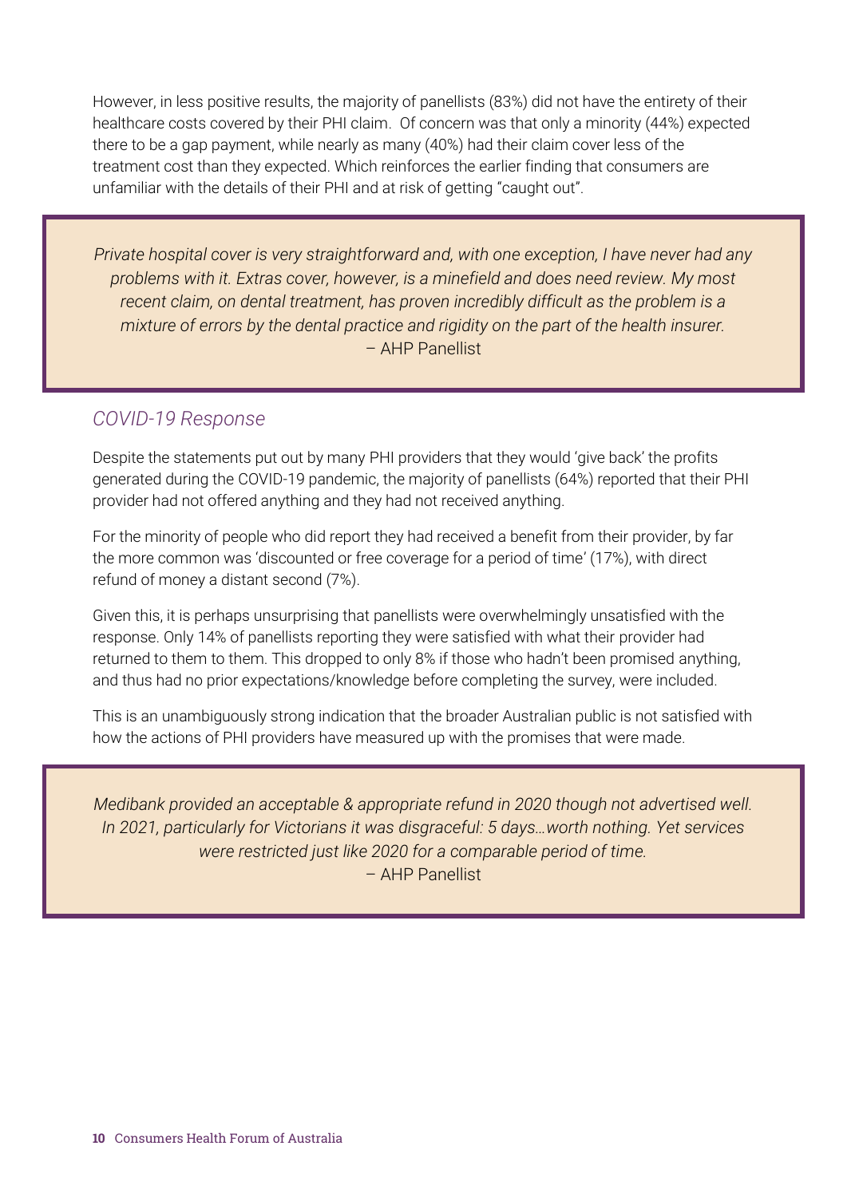However, in less positive results, the majority of panellists (83%) did not have the entirety of their healthcare costs covered by their PHI claim.  Of concern was that only a minority (44%) expected there to be a gap payment, while nearly as many (40%) had their claim cover less of the treatment cost than they expected. Which reinforces the earlier finding that consumers are unfamiliar with the details of their PHI and at risk of getting "caught out".

> *Private hospital cover is very straightforward and, with one exception, I have never had any problems with it. Extras cover, however, is a minefield and does need review. My most recent claim, on dental treatment, has proven incredibly difficult as the problem is a mixture of errors by the dental practice and rigidity on the part of the health insurer.*
> – AHP Panellist

## *COVID-19 Response*

Despite the statements put out by many PHI providers that they would 'give back' the profits generated during the COVID-19 pandemic, the majority of panellists (64%) reported that their PHI provider had not offered anything and they had not received anything.

For the minority of people who did report they had received a benefit from their provider, by far the more common was 'discounted or free coverage for a period of time' (17%), with direct refund of money a distant second (7%).

Given this, it is perhaps unsurprising that panellists were overwhelmingly unsatisfied with the response. Only 14% of panellists reporting they were satisfied with what their provider had returned to them to them. This dropped to only 8% if those who hadn't been promised anything, and thus had no prior expectations/knowledge before completing the survey, were included.

This is an unambiguously strong indication that the broader Australian public is not satisfied with how the actions of PHI providers have measured up with the promises that were made.

> *Medibank provided an acceptable & appropriate refund in 2020 though not advertised well. In 2021, particularly for Victorians it was disgraceful: 5 days…worth nothing. Yet services were restricted just like 2020 for a comparable period of time.*
> – AHP Panellist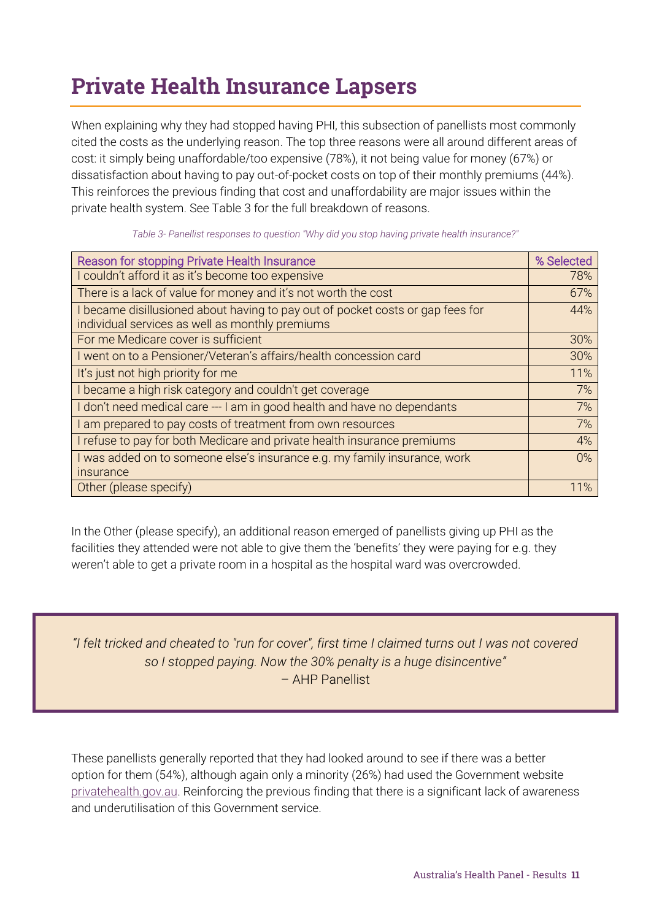# Private Health Insurance Lapsers

When explaining why they had stopped having PHI, this subsection of panellists most commonly cited the costs as the underlying reason. The top three reasons were all around different areas of cost: it simply being unaffordable/too expensive (78%), it not being value for money (67%) or dissatisfaction about having to pay out-of-pocket costs on top of their monthly premiums (44%). This reinforces the previous finding that cost and unaffordability are major issues within the private health system. See Table 3 for the full breakdown of reasons.

*Table 3- Panellist responses to question "Why did you stop having private health insurance?"*

| Reason for stopping Private Health Insurance | % Selected |
|---|---|
| I couldn't afford it as it's become too expensive | 78% |
| There is a lack of value for money and it's not worth the cost | 67% |
| I became disillusioned about having to pay out of pocket costs or gap fees for individual services as well as monthly premiums | 44% |
| For me Medicare cover is sufficient | 30% |
| I went on to a Pensioner/Veteran's affairs/health concession card | 30% |
| It's just not high priority for me | 11% |
| I became a high risk category and couldn't get coverage | 7% |
| I don't need medical care --- I am in good health and have no dependants | 7% |
| I am prepared to pay costs of treatment from own resources | 7% |
| I refuse to pay for both Medicare and private health insurance premiums | 4% |
| I was added on to someone else's insurance e.g. my family insurance, work insurance | 0% |
| Other (please specify) | 11% |

In the Other (please specify), an additional reason emerged of panellists giving up PHI as the facilities they attended were not able to give them the 'benefits' they were paying for e.g. they weren't able to get a private room in a hospital as the hospital ward was overcrowded.

> *"I felt tricked and cheated to "run for cover", first time I claimed turns out I was not covered so I stopped paying. Now the 30% penalty is a huge disincentive"*
> – AHP Panellist

These panellists generally reported that they had looked around to see if there was a better option for them (54%), although again only a minority (26%) had used the Government website privatehealth.gov.au. Reinforcing the previous finding that there is a significant lack of awareness and underutilisation of this Government service.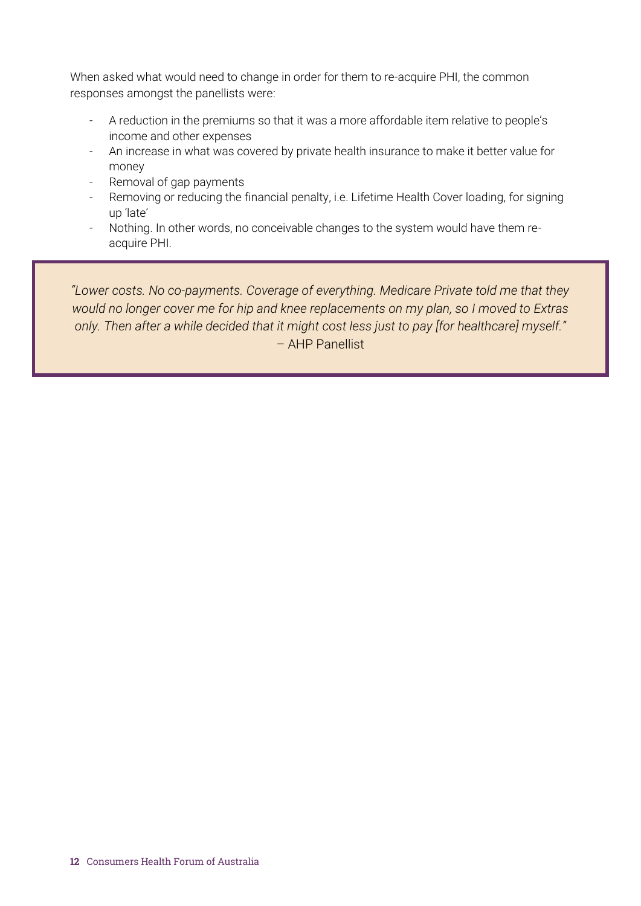When asked what would need to change in order for them to re-acquire PHI, the common responses amongst the panellists were:

- A reduction in the premiums so that it was a more affordable item relative to people's income and other expenses
- An increase in what was covered by private health insurance to make it better value for money
- Removal of gap payments
- Removing or reducing the financial penalty, i.e. Lifetime Health Cover loading, for signing up 'late'
- Nothing. In other words, no conceivable changes to the system would have them re-acquire PHI.

> *"Lower costs. No co-payments. Coverage of everything. Medicare Private told me that they would no longer cover me for hip and knee replacements on my plan, so I moved to Extras only. Then after a while decided that it might cost less just to pay [for healthcare] myself."*
> – AHP Panellist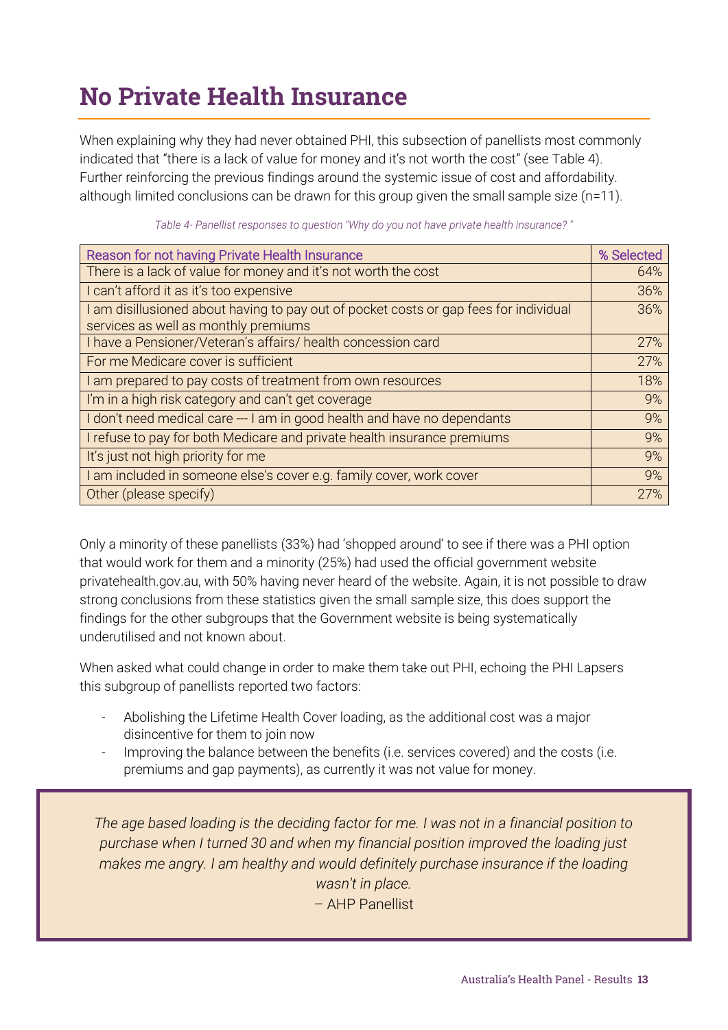# No Private Health Insurance

When explaining why they had never obtained PHI, this subsection of panellists most commonly indicated that "there is a lack of value for money and it's not worth the cost" (see Table 4). Further reinforcing the previous findings around the systemic issue of cost and affordability. although limited conclusions can be drawn for this group given the small sample size (n=11).

*Table 4- Panellist responses to question "Why do you not have private health insurance? "*

| Reason for not having Private Health Insurance | % Selected |
|---|---|
| There is a lack of value for money and it's not worth the cost | 64% |
| I can't afford it as it's too expensive | 36% |
| I am disillusioned about having to pay out of pocket costs or gap fees for individual services as well as monthly premiums | 36% |
| I have a Pensioner/Veteran's affairs/ health concession card | 27% |
| For me Medicare cover is sufficient | 27% |
| I am prepared to pay costs of treatment from own resources | 18% |
| I'm in a high risk category and can't get coverage | 9% |
| I don't need medical care --- I am in good health and have no dependants | 9% |
| I refuse to pay for both Medicare and private health insurance premiums | 9% |
| It's just not high priority for me | 9% |
| I am included in someone else's cover e.g. family cover, work cover | 9% |
| Other (please specify) | 27% |

Only a minority of these panellists (33%) had 'shopped around' to see if there was a PHI option that would work for them and a minority (25%) had used the official government website privatehealth.gov.au, with 50% having never heard of the website. Again, it is not possible to draw strong conclusions from these statistics given the small sample size, this does support the findings for the other subgroups that the Government website is being systematically underutilised and not known about.

When asked what could change in order to make them take out PHI, echoing the PHI Lapsers this subgroup of panellists reported two factors:

- Abolishing the Lifetime Health Cover loading, as the additional cost was a major disincentive for them to join now
- Improving the balance between the benefits (i.e. services covered) and the costs (i.e. premiums and gap payments), as currently it was not value for money.

> *The age based loading is the deciding factor for me. I was not in a financial position to purchase when I turned 30 and when my financial position improved the loading just makes me angry. I am healthy and would definitely purchase insurance if the loading wasn't in place.*
>
> – AHP Panellist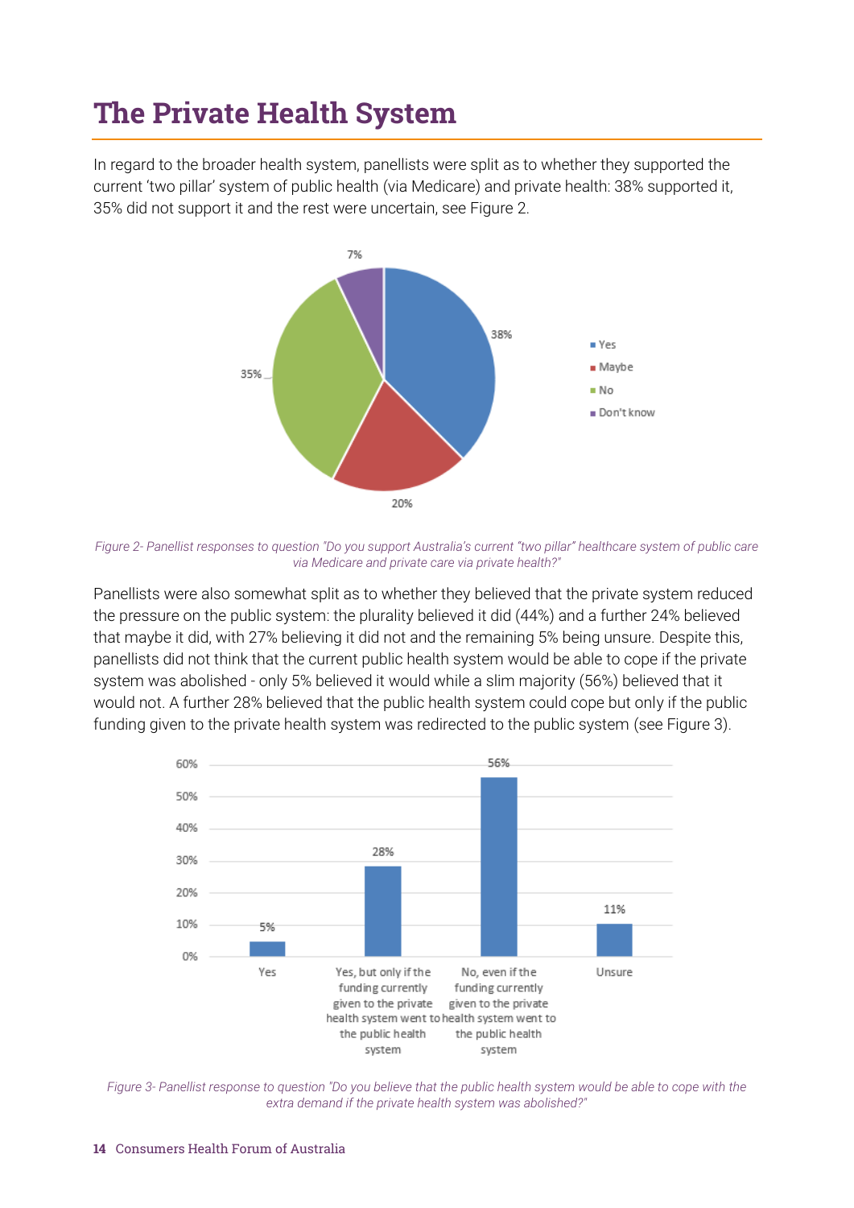# The Private Health System

In regard to the broader health system, panellists were split as to whether they supported the current 'two pillar' system of public health (via Medicare) and private health: 38% supported it, 35% did not support it and the rest were uncertain, see Figure 2.

*Figure 2- Panellist responses to question "Do you support Australia's current "two pillar" healthcare system of public care via Medicare and private care via private health?"*

Panellists were also somewhat split as to whether they believed that the private system reduced the pressure on the public system: the plurality believed it did (44%) and a further 24% believed that maybe it did, with 27% believing it did not and the remaining 5% being unsure. Despite this, panellists did not think that the current public health system would be able to cope if the private system was abolished - only 5% believed it would while a slim majority (56%) believed that it would not. A further 28% believed that the public health system could cope but only if the public funding given to the private health system was redirected to the public system (see Figure 3).

*Figure 3- Panellist response to question "Do you believe that the public health system would be able to cope with the extra demand if the private health system was abolished?"*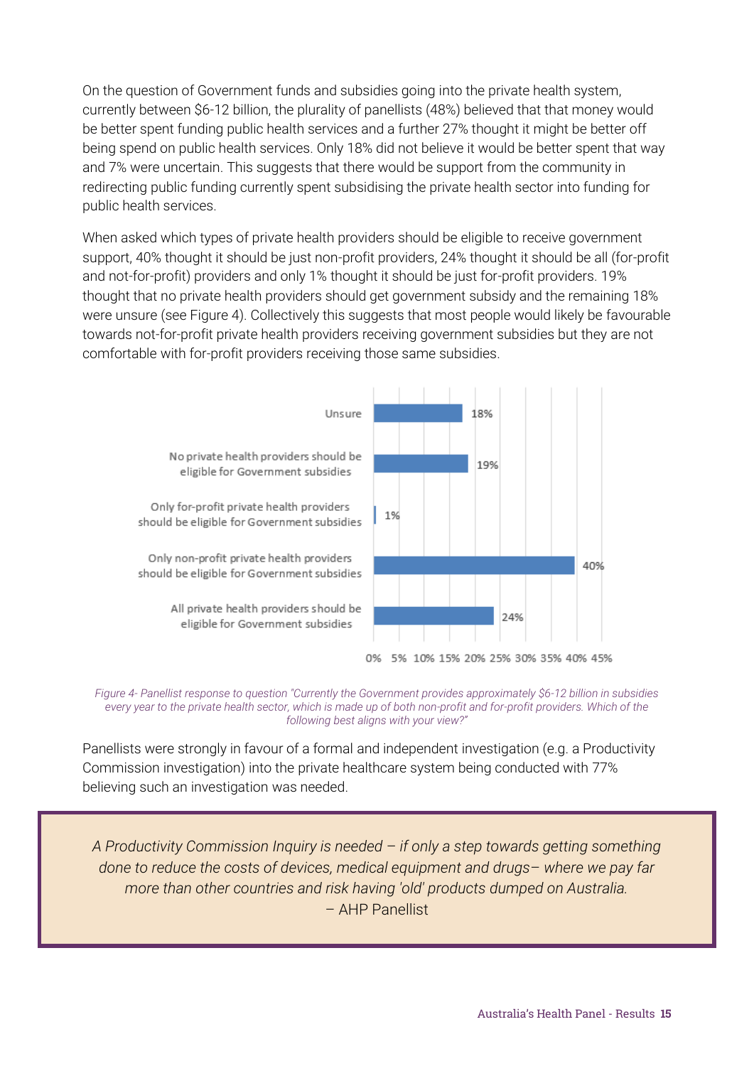On the question of Government funds and subsidies going into the private health system, currently between $6-12 billion, the plurality of panellists (48%) believed that that money would be better spent funding public health services and a further 27% thought it might be better off being spend on public health services. Only 18% did not believe it would be better spent that way and 7% were uncertain. This suggests that there would be support from the community in redirecting public funding currently spent subsidising the private health sector into funding for public health services.

When asked which types of private health providers should be eligible to receive government support, 40% thought it should be just non-profit providers, 24% thought it should be all (for-profit and not-for-profit) providers and only 1% thought it should be just for-profit providers. 19% thought that no private health providers should get government subsidy and the remaining 18% were unsure (see Figure 4). Collectively this suggests that most people would likely be favourable towards not-for-profit private health providers receiving government subsidies but they are not comfortable with for-profit providers receiving those same subsidies.

| Response | Percentage |
| --- | --- |
| Unsure | 18% |
| No private health providers should be eligible for Government subsidies | 19% |
| Only for-profit private health providers should be eligible for Government subsidies | 1% |
| Only non-profit private health providers should be eligible for Government subsidies | 40% |
| All private health providers should be eligible for Government subsidies | 24% |

*Figure 4- Panellist response to question "Currently the Government provides approximately $6-12 billion in subsidies every year to the private health sector, which is made up of both non-profit and for-profit providers. Which of the following best aligns with your view?"*

Panellists were strongly in favour of a formal and independent investigation (e.g. a Productivity Commission investigation) into the private healthcare system being conducted with 77% believing such an investigation was needed.

> *A Productivity Commission Inquiry is needed – if only a step towards getting something done to reduce the costs of devices, medical equipment and drugs– where we pay far more than other countries and risk having 'old' products dumped on Australia.*
> – AHP Panellist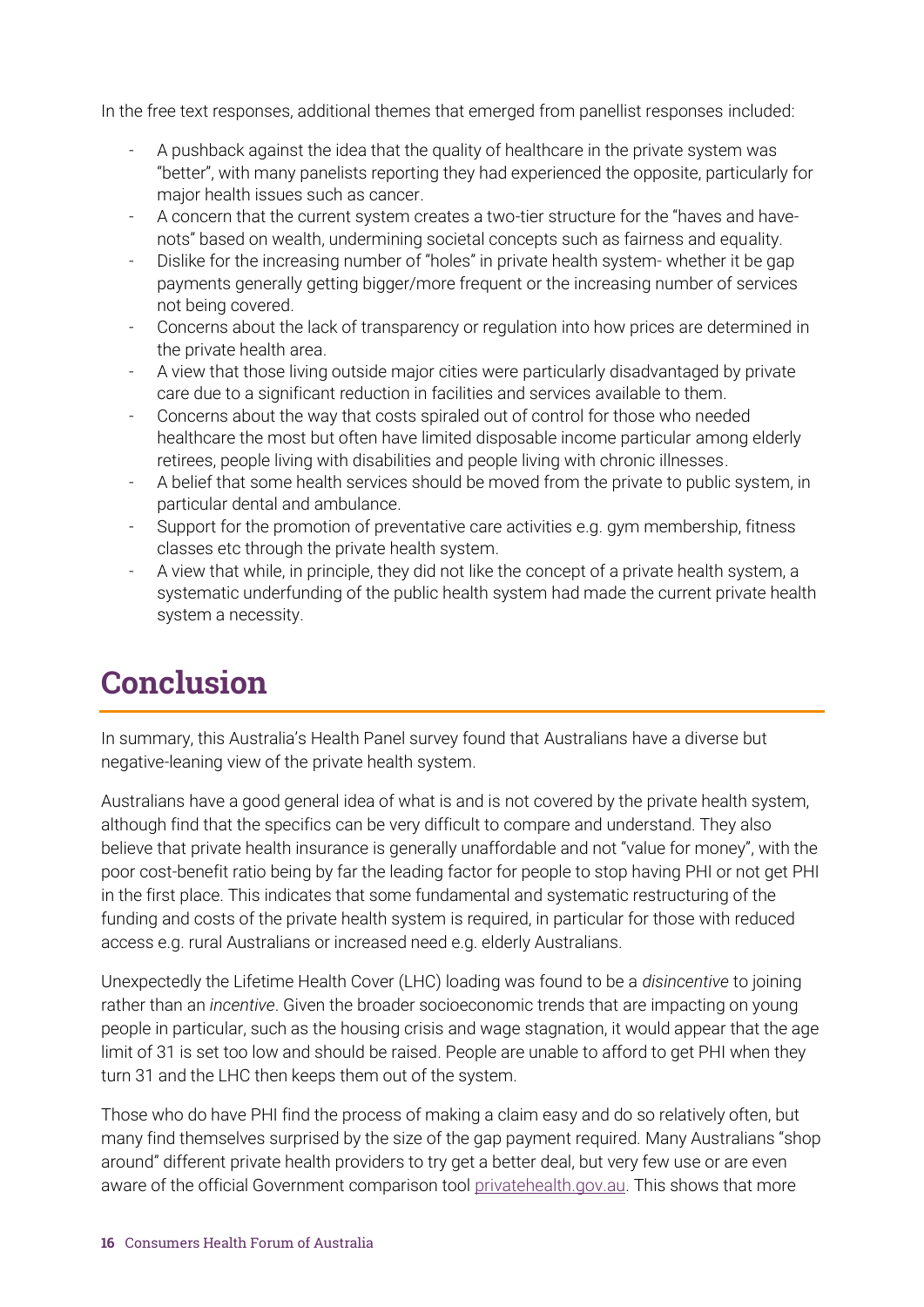In the free text responses, additional themes that emerged from panellist responses included:

- A pushback against the idea that the quality of healthcare in the private system was "better", with many panelists reporting they had experienced the opposite, particularly for major health issues such as cancer.
- A concern that the current system creates a two-tier structure for the "haves and have-nots" based on wealth, undermining societal concepts such as fairness and equality.
- Dislike for the increasing number of "holes" in private health system- whether it be gap payments generally getting bigger/more frequent or the increasing number of services not being covered.
- Concerns about the lack of transparency or regulation into how prices are determined in the private health area.
- A view that those living outside major cities were particularly disadvantaged by private care due to a significant reduction in facilities and services available to them.
- Concerns about the way that costs spiraled out of control for those who needed healthcare the most but often have limited disposable income particular among elderly retirees, people living with disabilities and people living with chronic illnesses.
- A belief that some health services should be moved from the private to public system, in particular dental and ambulance.
- Support for the promotion of preventative care activities e.g. gym membership, fitness classes etc through the private health system.
- A view that while, in principle, they did not like the concept of a private health system, a systematic underfunding of the public health system had made the current private health system a necessity.

# Conclusion

In summary, this Australia's Health Panel survey found that Australians have a diverse but negative-leaning view of the private health system.

Australians have a good general idea of what is and is not covered by the private health system, although find that the specifics can be very difficult to compare and understand. They also believe that private health insurance is generally unaffordable and not "value for money", with the poor cost-benefit ratio being by far the leading factor for people to stop having PHI or not get PHI in the first place. This indicates that some fundamental and systematic restructuring of the funding and costs of the private health system is required, in particular for those with reduced access e.g. rural Australians or increased need e.g. elderly Australians.

Unexpectedly the Lifetime Health Cover (LHC) loading was found to be a *disincentive* to joining rather than an *incentive*. Given the broader socioeconomic trends that are impacting on young people in particular, such as the housing crisis and wage stagnation, it would appear that the age limit of 31 is set too low and should be raised. People are unable to afford to get PHI when they turn 31 and the LHC then keeps them out of the system.

Those who do have PHI find the process of making a claim easy and do so relatively often, but many find themselves surprised by the size of the gap payment required. Many Australians "shop around" different private health providers to try get a better deal, but very few use or are even aware of the official Government comparison tool privatehealth.gov.au. This shows that more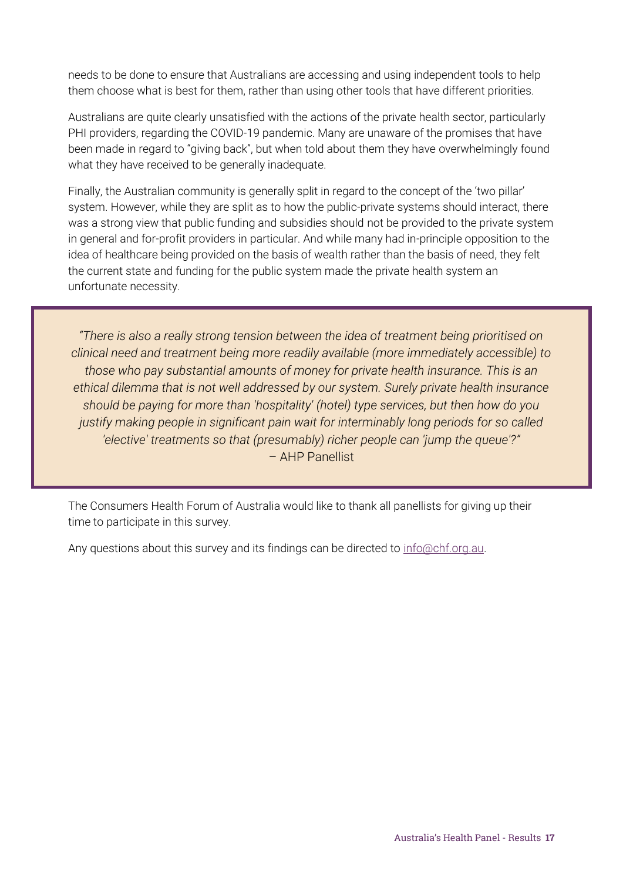needs to be done to ensure that Australians are accessing and using independent tools to help them choose what is best for them, rather than using other tools that have different priorities.

Australians are quite clearly unsatisfied with the actions of the private health sector, particularly PHI providers, regarding the COVID-19 pandemic. Many are unaware of the promises that have been made in regard to "giving back", but when told about them they have overwhelmingly found what they have received to be generally inadequate.

Finally, the Australian community is generally split in regard to the concept of the 'two pillar' system. However, while they are split as to how the public-private systems should interact, there was a strong view that public funding and subsidies should not be provided to the private system in general and for-profit providers in particular. And while many had in-principle opposition to the idea of healthcare being provided on the basis of wealth rather than the basis of need, they felt the current state and funding for the public system made the private health system an unfortunate necessity.

> *"There is also a really strong tension between the idea of treatment being prioritised on clinical need and treatment being more readily available (more immediately accessible) to those who pay substantial amounts of money for private health insurance. This is an ethical dilemma that is not well addressed by our system. Surely private health insurance should be paying for more than 'hospitality' (hotel) type services, but then how do you justify making people in significant pain wait for interminably long periods for so called 'elective' treatments so that (presumably) richer people can 'jump the queue'?"*
> – AHP Panellist

The Consumers Health Forum of Australia would like to thank all panellists for giving up their time to participate in this survey.

Any questions about this survey and its findings can be directed to info@chf.org.au.